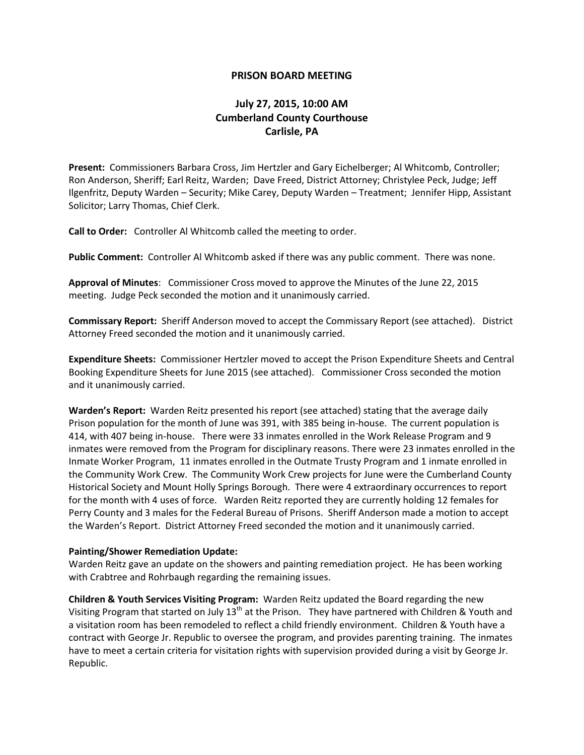# PRISON BOARD MEETING

## July 27, 2015, 10:00 AM
## Cumberland County Courthouse
## Carlisle, PA

**Present:** Commissioners Barbara Cross, Jim Hertzler and Gary Eichelberger; Al Whitcomb, Controller; Ron Anderson, Sheriff; Earl Reitz, Warden; Dave Freed, District Attorney; Christylee Peck, Judge; Jeff Ilgenfritz, Deputy Warden – Security; Mike Carey, Deputy Warden – Treatment; Jennifer Hipp, Assistant Solicitor; Larry Thomas, Chief Clerk.

**Call to Order:** Controller Al Whitcomb called the meeting to order.

**Public Comment:** Controller Al Whitcomb asked if there was any public comment. There was none.

**Approval of Minutes**: Commissioner Cross moved to approve the Minutes of the June 22, 2015 meeting. Judge Peck seconded the motion and it unanimously carried.

**Commissary Report:** Sheriff Anderson moved to accept the Commissary Report (see attached). District Attorney Freed seconded the motion and it unanimously carried.

**Expenditure Sheets:** Commissioner Hertzler moved to accept the Prison Expenditure Sheets and Central Booking Expenditure Sheets for June 2015 (see attached). Commissioner Cross seconded the motion and it unanimously carried.

**Warden's Report:** Warden Reitz presented his report (see attached) stating that the average daily Prison population for the month of June was 391, with 385 being in-house. The current population is 414, with 407 being in-house. There were 33 inmates enrolled in the Work Release Program and 9 inmates were removed from the Program for disciplinary reasons. There were 23 inmates enrolled in the Inmate Worker Program, 11 inmates enrolled in the Outmate Trusty Program and 1 inmate enrolled in the Community Work Crew. The Community Work Crew projects for June were the Cumberland County Historical Society and Mount Holly Springs Borough. There were 4 extraordinary occurrences to report for the month with 4 uses of force. Warden Reitz reported they are currently holding 12 females for Perry County and 3 males for the Federal Bureau of Prisons. Sheriff Anderson made a motion to accept the Warden's Report. District Attorney Freed seconded the motion and it unanimously carried.

**Painting/Shower Remediation Update:**
Warden Reitz gave an update on the showers and painting remediation project. He has been working with Crabtree and Rohrbaugh regarding the remaining issues.

**Children & Youth Services Visiting Program:** Warden Reitz updated the Board regarding the new Visiting Program that started on July 13th at the Prison. They have partnered with Children & Youth and a visitation room has been remodeled to reflect a child friendly environment. Children & Youth have a contract with George Jr. Republic to oversee the program, and provides parenting training. The inmates have to meet a certain criteria for visitation rights with supervision provided during a visit by George Jr. Republic.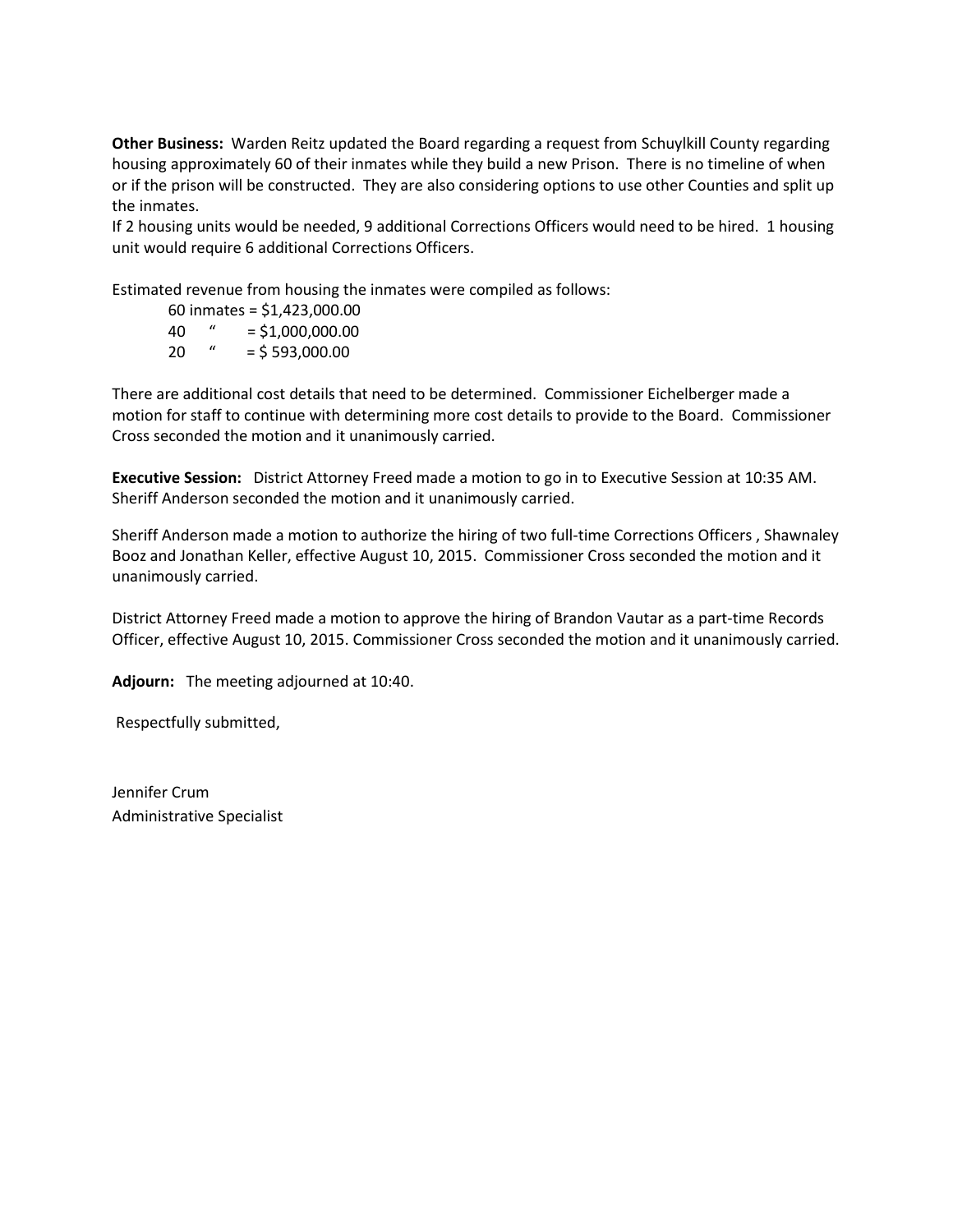**Other Business:** Warden Reitz updated the Board regarding a request from Schuylkill County regarding housing approximately 60 of their inmates while they build a new Prison. There is no timeline of when or if the prison will be constructed. They are also considering options to use other Counties and split up the inmates.
If 2 housing units would be needed, 9 additional Corrections Officers would need to be hired. 1 housing unit would require 6 additional Corrections Officers.

Estimated revenue from housing the inmates were compiled as follows:

60 inmates = $1,423,000.00
40 " = $1,000,000.00
20 " = $ 593,000.00

There are additional cost details that need to be determined. Commissioner Eichelberger made a motion for staff to continue with determining more cost details to provide to the Board. Commissioner Cross seconded the motion and it unanimously carried.

**Executive Session:** District Attorney Freed made a motion to go in to Executive Session at 10:35 AM. Sheriff Anderson seconded the motion and it unanimously carried.

Sheriff Anderson made a motion to authorize the hiring of two full-time Corrections Officers , Shawnaley Booz and Jonathan Keller, effective August 10, 2015. Commissioner Cross seconded the motion and it unanimously carried.

District Attorney Freed made a motion to approve the hiring of Brandon Vautar as a part-time Records Officer, effective August 10, 2015. Commissioner Cross seconded the motion and it unanimously carried.

**Adjourn:** The meeting adjourned at 10:40.

Respectfully submitted,

Jennifer Crum
Administrative Specialist